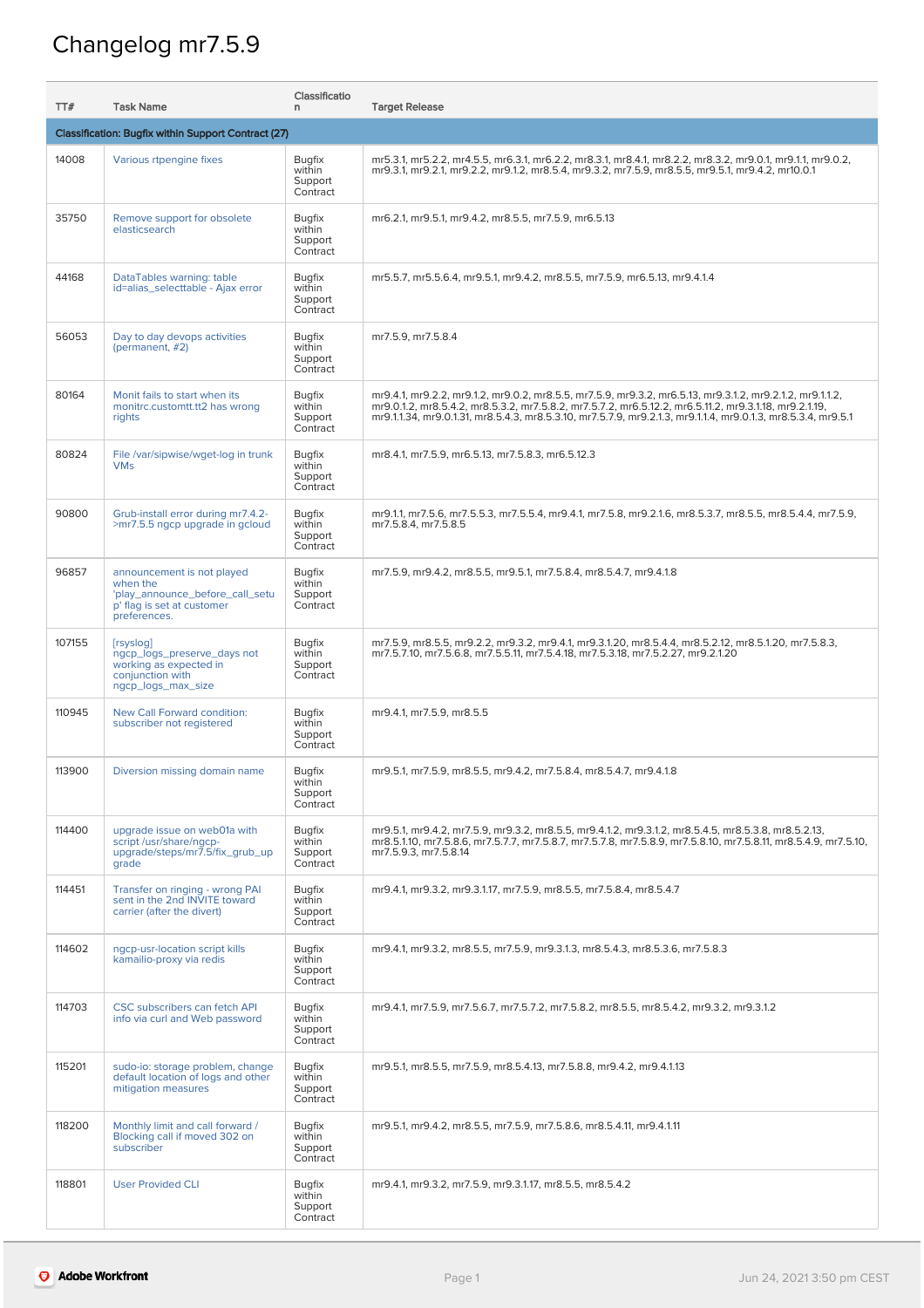# Changelog mr7.5.9

| TT# | Task Name | Classification | Target Release |
|---|---|---|---|
| **Classification: Bugfix within Support Contract (27)** | | | |
| 14008 | Various rtpengine fixes | Bugfix within Support Contract | mr5.3.1, mr5.2.2, mr4.5.5, mr6.3.1, mr6.2.2, mr8.3.1, mr8.4.1, mr8.2.2, mr8.3.2, mr9.0.1, mr9.1.1, mr9.0.2, mr9.3.1, mr9.2.1, mr9.2.2, mr9.1.2, mr8.5.4, mr9.3.2, mr7.5.9, mr8.5.5, mr9.5.1, mr9.4.2, mr10.0.1 |
| 35750 | Remove support for obsolete elasticsearch | Bugfix within Support Contract | mr6.2.1, mr9.5.1, mr9.4.2, mr8.5.5, mr7.5.9, mr6.5.13 |
| 44168 | DataTables warning: table id=alias_selecttable - Ajax error | Bugfix within Support Contract | mr5.5.7, mr5.5.6.4, mr9.5.1, mr9.4.2, mr8.5.5, mr7.5.9, mr6.5.13, mr9.4.1.4 |
| 56053 | Day to day devops activities (permanent, #2) | Bugfix within Support Contract | mr7.5.9, mr7.5.8.4 |
| 80164 | Monit fails to start when its monitrc.customtt.tt2 has wrong rights | Bugfix within Support Contract | mr9.4.1, mr9.2.2, mr9.1.2, mr9.0.2, mr8.5.5, mr7.5.9, mr9.3.2, mr6.5.13, mr9.3.1.2, mr9.2.1.2, mr9.1.1.2, mr9.0.1.2, mr8.5.4.2, mr8.5.3.2, mr7.5.8.2, mr7.5.7.2, mr6.5.12.2, mr6.5.11.2, mr9.3.1.18, mr9.2.1.19, mr9.1.1.34, mr9.0.1.31, mr8.5.4.3, mr8.5.3.10, mr7.5.7.9, mr9.2.1.3, mr9.1.1.4, mr9.0.1.3, mr8.5.3.4, mr9.5.1 |
| 80824 | File /var/sipwise/wget-log in trunk VMs | Bugfix within Support Contract | mr8.4.1, mr7.5.9, mr6.5.13, mr7.5.8.3, mr6.5.12.3 |
| 90800 | Grub-install error during mr7.4.2->mr7.5.5 ngcp upgrade in gcloud | Bugfix within Support Contract | mr9.1.1, mr7.5.6, mr7.5.5.3, mr7.5.5.4, mr9.4.1, mr7.5.8, mr9.2.1.6, mr8.5.3.7, mr8.5.5, mr8.5.4.4, mr7.5.9, mr7.5.8.4, mr7.5.8.5 |
| 96857 | announcement is not played when the 'play_announce_before_call_setup' flag is set at customer preferences. | Bugfix within Support Contract | mr7.5.9, mr9.4.2, mr8.5.5, mr9.5.1, mr7.5.8.4, mr8.5.4.7, mr9.4.1.8 |
| 107155 | [rsyslog] ngcp_logs_preserve_days not working as expected in conjunction with ngcp_logs_max_size | Bugfix within Support Contract | mr7.5.9, mr8.5.5, mr9.2.2, mr9.3.2, mr9.4.1, mr9.3.1.20, mr8.5.4.4, mr8.5.2.12, mr8.5.1.20, mr7.5.8.3, mr7.5.7.10, mr7.5.6.8, mr7.5.5.11, mr7.5.4.18, mr7.5.3.18, mr7.5.2.27, mr9.2.1.20 |
| 110945 | New Call Forward condition: subscriber not registered | Bugfix within Support Contract | mr9.4.1, mr7.5.9, mr8.5.5 |
| 113900 | Diversion missing domain name | Bugfix within Support Contract | mr9.5.1, mr7.5.9, mr8.5.5, mr9.4.2, mr7.5.8.4, mr8.5.4.7, mr9.4.1.8 |
| 114400 | upgrade issue on web01a with script /usr/share/ngcp-upgrade/steps/mr7.5/fix_grub_upgrade | Bugfix within Support Contract | mr9.5.1, mr9.4.2, mr7.5.9, mr9.3.2, mr8.5.5, mr9.4.1.2, mr9.3.1.2, mr8.5.4.5, mr8.5.3.8, mr8.5.2.13, mr8.5.1.10, mr7.5.8.6, mr7.5.7.7, mr7.5.8.7, mr7.5.7.8, mr7.5.8.9, mr7.5.8.10, mr7.5.8.11, mr8.5.4.9, mr7.5.10, mr7.5.9.3, mr7.5.8.14 |
| 114451 | Transfer on ringing - wrong PAI sent in the 2nd INVITE toward carrier (after the divert) | Bugfix within Support Contract | mr9.4.1, mr9.3.2, mr9.3.1.17, mr7.5.9, mr8.5.5, mr7.5.8.4, mr8.5.4.7 |
| 114602 | ngcp-usr-location script kills kamailio-proxy via redis | Bugfix within Support Contract | mr9.4.1, mr9.3.2, mr8.5.5, mr7.5.9, mr9.3.1.3, mr8.5.4.3, mr8.5.3.6, mr7.5.8.3 |
| 114703 | CSC subscribers can fetch API info via curl and Web password | Bugfix within Support Contract | mr9.4.1, mr7.5.9, mr7.5.6.7, mr7.5.7.2, mr7.5.8.2, mr8.5.5, mr8.5.4.2, mr9.3.2, mr9.3.1.2 |
| 115201 | sudo-io: storage problem, change default location of logs and other mitigation measures | Bugfix within Support Contract | mr9.5.1, mr8.5.5, mr7.5.9, mr8.5.4.13, mr7.5.8.8, mr9.4.2, mr9.4.1.13 |
| 118200 | Monthly limit and call forward / Blocking call if moved 302 on subscriber | Bugfix within Support Contract | mr9.5.1, mr9.4.2, mr8.5.5, mr7.5.9, mr7.5.8.6, mr8.5.4.11, mr9.4.1.11 |
| 118801 | User Provided CLI | Bugfix within Support Contract | mr9.4.1, mr9.3.2, mr7.5.9, mr9.3.1.17, mr8.5.5, mr8.5.4.2 |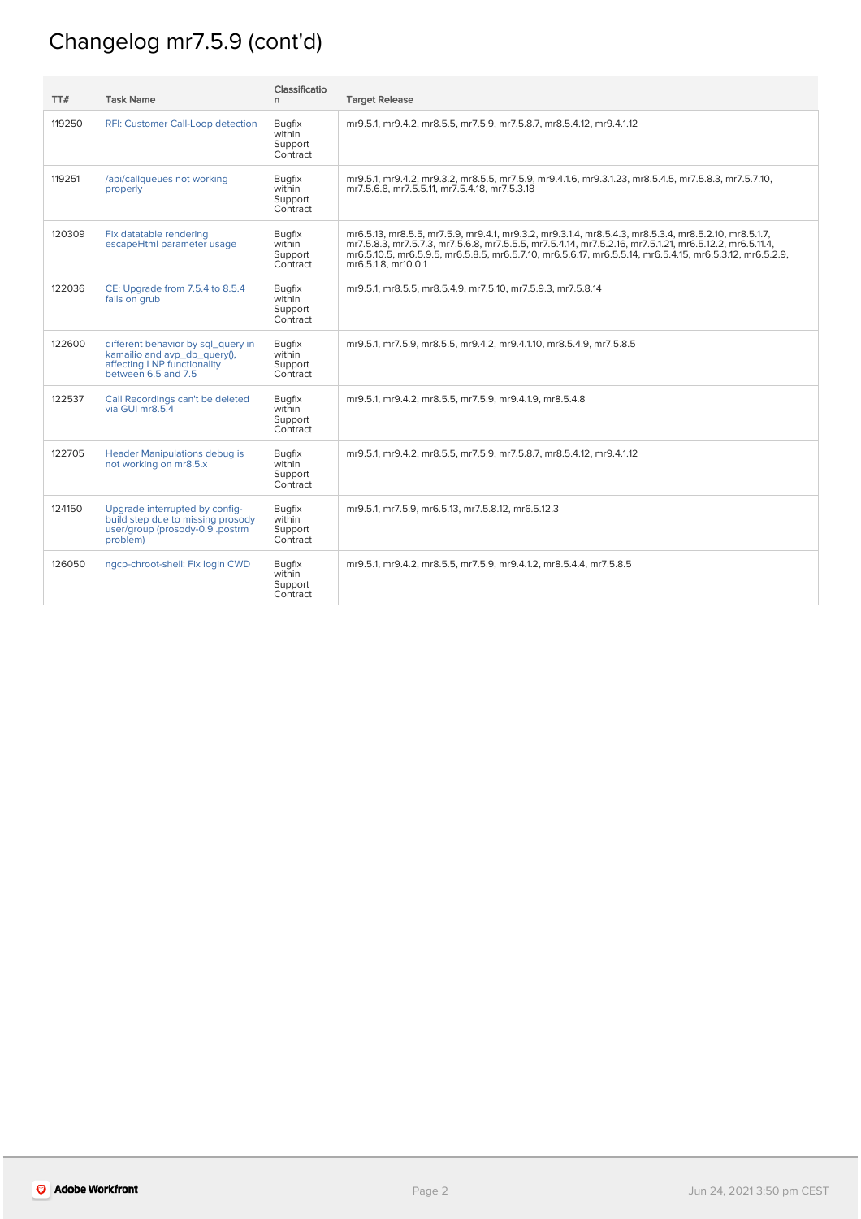# Changelog mr7.5.9 (cont'd)

| TT# | Task Name | Classification | Target Release |
| --- | --- | --- | --- |
| 119250 | RFI: Customer Call-Loop detection | Bugfix within Support Contract | mr9.5.1, mr9.4.2, mr8.5.5, mr7.5.9, mr7.5.8.7, mr8.5.4.12, mr9.4.1.12 |
| 119251 | /api/callqueues not working properly | Bugfix within Support Contract | mr9.5.1, mr9.4.2, mr9.3.2, mr8.5.5, mr7.5.9, mr9.4.1.6, mr9.3.1.23, mr8.5.4.5, mr7.5.8.3, mr7.5.7.10, mr7.5.6.8, mr7.5.5.11, mr7.5.4.18, mr7.5.3.18 |
| 120309 | Fix datatable rendering escapeHtml parameter usage | Bugfix within Support Contract | mr6.5.13, mr8.5.5, mr7.5.9, mr9.4.1, mr9.3.2, mr9.3.1.4, mr8.5.4.3, mr8.5.3.4, mr8.5.2.10, mr8.5.1.7, mr7.5.8.3, mr7.5.7.3, mr7.5.6.8, mr7.5.5.5, mr7.5.4.14, mr7.5.2.16, mr7.5.1.21, mr6.5.12.2, mr6.5.11.4, mr6.5.10.5, mr6.5.9.5, mr6.5.8.5, mr6.5.7.10, mr6.5.6.17, mr6.5.5.14, mr6.5.4.15, mr6.5.3.12, mr6.5.2.9, mr6.5.1.8, mr10.0.1 |
| 122036 | CE: Upgrade from 7.5.4 to 8.5.4 fails on grub | Bugfix within Support Contract | mr9.5.1, mr8.5.5, mr8.5.4.9, mr7.5.10, mr7.5.9.3, mr7.5.8.14 |
| 122600 | different behavior by sql_query in kamailio and avp_db_query(), affecting LNP functionality between 6.5 and 7.5 | Bugfix within Support Contract | mr9.5.1, mr7.5.9, mr8.5.5, mr9.4.2, mr9.4.1.10, mr8.5.4.9, mr7.5.8.5 |
| 122537 | Call Recordings can't be deleted via GUI mr8.5.4 | Bugfix within Support Contract | mr9.5.1, mr9.4.2, mr8.5.5, mr7.5.9, mr9.4.1.9, mr8.5.4.8 |
| 122705 | Header Manipulations debug is not working on mr8.5.x | Bugfix within Support Contract | mr9.5.1, mr9.4.2, mr8.5.5, mr7.5.9, mr7.5.8.7, mr8.5.4.12, mr9.4.1.12 |
| 124150 | Upgrade interrupted by config-build step due to missing prosody user/group (prosody-0.9 .postrm problem) | Bugfix within Support Contract | mr9.5.1, mr7.5.9, mr6.5.13, mr7.5.8.12, mr6.5.12.3 |
| 126050 | ngcp-chroot-shell: Fix login CWD | Bugfix within Support Contract | mr9.5.1, mr9.4.2, mr8.5.5, mr7.5.9, mr9.4.1.2, mr8.5.4.4, mr7.5.8.5 |